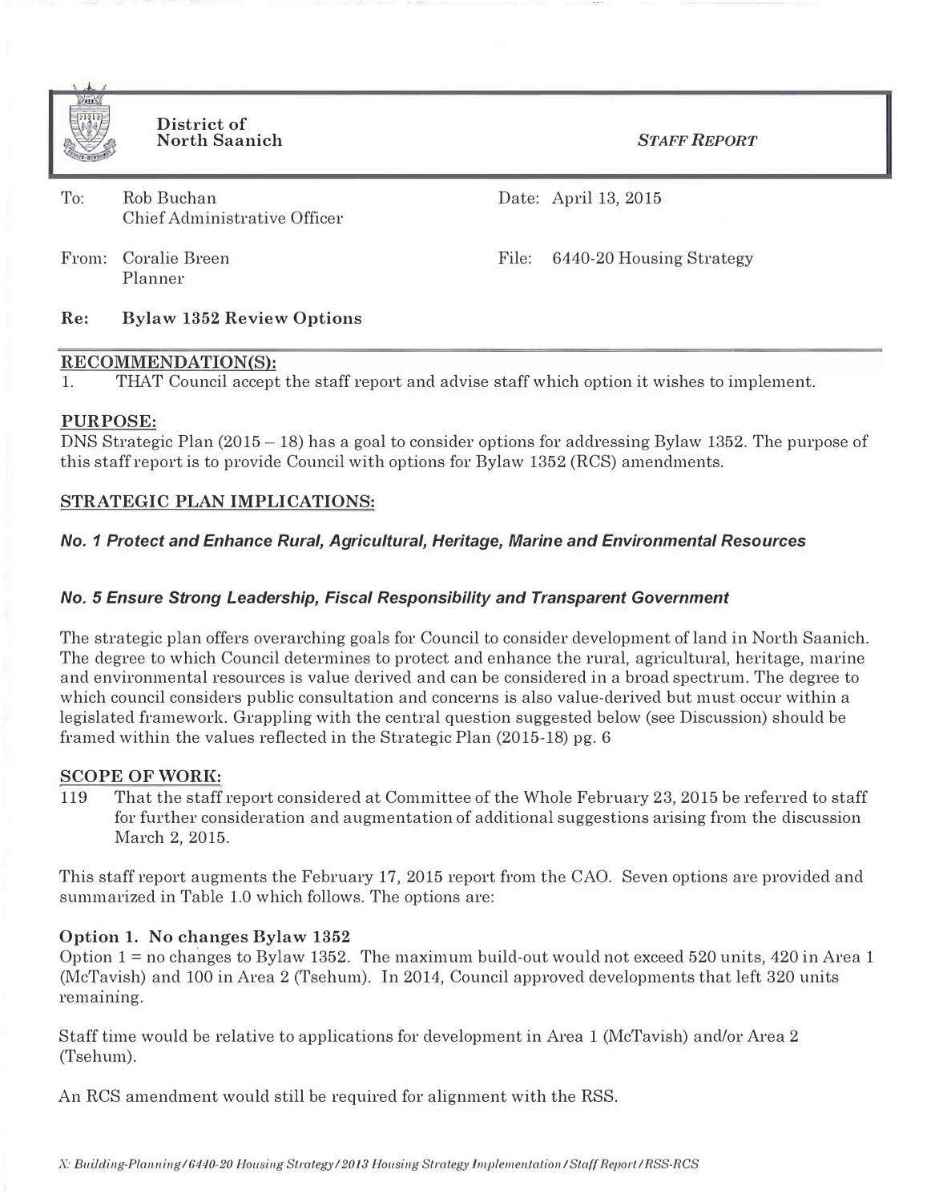**District of North Saanich** — *STAFF REPORT*

To: Rob Buchan
Chief Administrative Officer

Date: April 13, 2015

From: Coralie Breen
Planner

File: 6440-20 Housing Strategy

**Re: Bylaw 1352 Review Options**

## RECOMMENDATION(S):

1. THAT Council accept the staff report and advise staff which option it wishes to implement.

## PURPOSE:

DNS Strategic Plan (2015 – 18) has a goal to consider options for addressing Bylaw 1352. The purpose of this staff report is to provide Council with options for Bylaw 1352 (RCS) amendments.

## STRATEGIC PLAN IMPLICATIONS:

***No. 1 Protect and Enhance Rural, Agricultural, Heritage, Marine and Environmental Resources***

***No. 5 Ensure Strong Leadership, Fiscal Responsibility and Transparent Government***

The strategic plan offers overarching goals for Council to consider development of land in North Saanich. The degree to which Council determines to protect and enhance the rural, agricultural, heritage, marine and environmental resources is value derived and can be considered in a broad spectrum. The degree to which council considers public consultation and concerns is also value-derived but must occur within a legislated framework. Grappling with the central question suggested below (see Discussion) should be framed within the values reflected in the Strategic Plan (2015-18) pg. 6

## SCOPE OF WORK:

119 That the staff report considered at Committee of the Whole February 23, 2015 be referred to staff for further consideration and augmentation of additional suggestions arising from the discussion March 2, 2015.

This staff report augments the February 17, 2015 report from the CAO. Seven options are provided and summarized in Table 1.0 which follows. The options are:

### Option 1. No changes Bylaw 1352

Option 1 = no changes to Bylaw 1352. The maximum build-out would not exceed 520 units, 420 in Area 1 (McTavish) and 100 in Area 2 (Tsehum). In 2014, Council approved developments that left 320 units remaining.

Staff time would be relative to applications for development in Area 1 (McTavish) and/or Area 2 (Tsehum).

An RCS amendment would still be required for alignment with the RSS.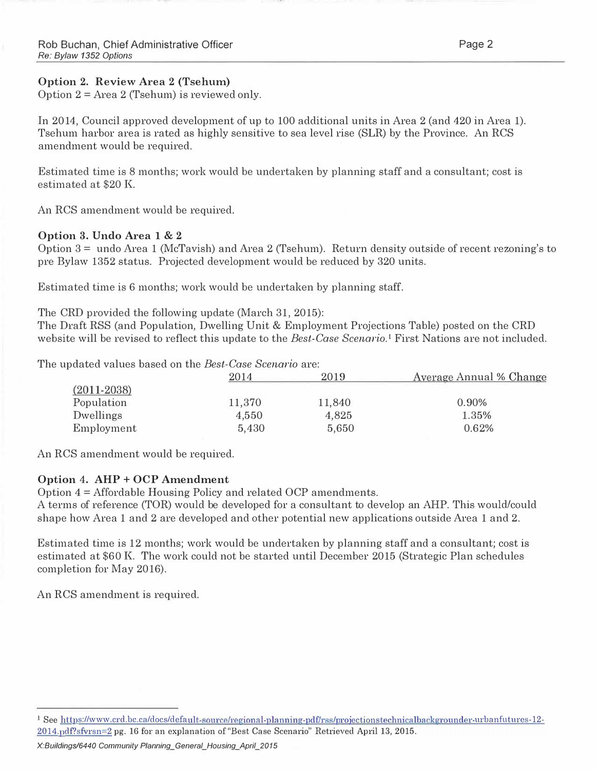### Option 2. Review Area 2 (Tsehum)

Option 2 = Area 2 (Tsehum) is reviewed only.

In 2014, Council approved development of up to 100 additional units in Area 2 (and 420 in Area 1). Tsehum harbor area is rated as highly sensitive to sea level rise (SLR) by the Province. An RCS amendment would be required.

Estimated time is 8 months; work would be undertaken by planning staff and a consultant; cost is estimated at $20 K.

An RCS amendment would be required.

### Option 3. Undo Area 1 & 2

Option 3 = undo Area 1 (McTavish) and Area 2 (Tsehum). Return density outside of recent rezoning's to pre Bylaw 1352 status. Projected development would be reduced by 320 units.

Estimated time is 6 months; work would be undertaken by planning staff.

The CRD provided the following update (March 31, 2015):
The Draft RSS (and Population, Dwelling Unit & Employment Projections Table) posted on the CRD website will be revised to reflect this update to the *Best-Case Scenario*.[1] First Nations are not included.

The updated values based on the *Best-Case Scenario* are:

| | 2014 | 2019 | Average Annual % Change (2011-2038) |
|---|---|---|---|
| Population | 11,370 | 11,840 | 0.90% |
| Dwellings | 4,550 | 4,825 | 1.35% |
| Employment | 5,430 | 5,650 | 0.62% |

An RCS amendment would be required.

### Option 4. AHP + OCP Amendment

Option 4 = Affordable Housing Policy and related OCP amendments.
A terms of reference (TOR) would be developed for a consultant to develop an AHP. This would/could shape how Area 1 and 2 are developed and other potential new applications outside Area 1 and 2.

Estimated time is 12 months; work would be undertaken by planning staff and a consultant; cost is estimated at $60 K. The work could not be started until December 2015 (Strategic Plan schedules completion for May 2016).

An RCS amendment is required.

---

[1] See https://www.crd.bc.ca/docs/default-source/regional-planning-pdf/rss/projectionstechnicalbackgrounder-urbanfutures-12-2014.pdf?sfvrsn=2 pg. 16 for an explanation of "Best Case Scenario" Retrieved April 13, 2015.

*X:Buildings/6440 Community Planning_General_Housing_April_2015*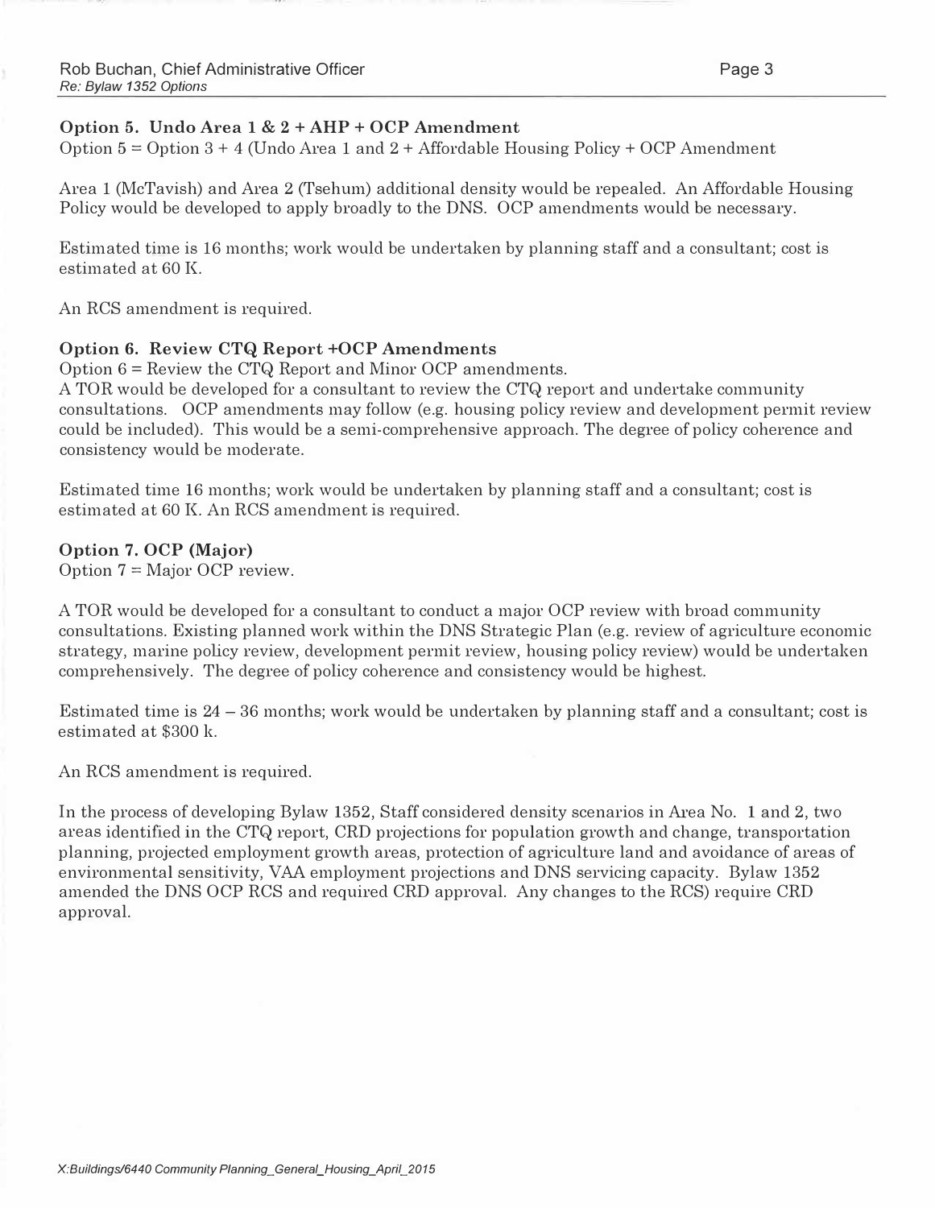### Option 5. Undo Area 1 & 2 + AHP + OCP Amendment

Option 5 = Option 3 + 4 (Undo Area 1 and 2 + Affordable Housing Policy + OCP Amendment

Area 1 (McTavish) and Area 2 (Tsehum) additional density would be repealed. An Affordable Housing Policy would be developed to apply broadly to the DNS. OCP amendments would be necessary.

Estimated time is 16 months; work would be undertaken by planning staff and a consultant; cost is estimated at 60 K.

An RCS amendment is required.

### Option 6. Review CTQ Report +OCP Amendments

Option 6 = Review the CTQ Report and Minor OCP amendments.
A TOR would be developed for a consultant to review the CTQ report and undertake community consultations. OCP amendments may follow (e.g. housing policy review and development permit review could be included). This would be a semi-comprehensive approach. The degree of policy coherence and consistency would be moderate.

Estimated time 16 months; work would be undertaken by planning staff and a consultant; cost is estimated at 60 K. An RCS amendment is required.

### Option 7. OCP (Major)

Option 7 = Major OCP review.

A TOR would be developed for a consultant to conduct a major OCP review with broad community consultations. Existing planned work within the DNS Strategic Plan (e.g. review of agriculture economic strategy, marine policy review, development permit review, housing policy review) would be undertaken comprehensively. The degree of policy coherence and consistency would be highest.

Estimated time is 24 – 36 months; work would be undertaken by planning staff and a consultant; cost is estimated at $300 k.

An RCS amendment is required.

In the process of developing Bylaw 1352, Staff considered density scenarios in Area No. 1 and 2, two areas identified in the CTQ report, CRD projections for population growth and change, transportation planning, projected employment growth areas, protection of agriculture land and avoidance of areas of environmental sensitivity, VAA employment projections and DNS servicing capacity. Bylaw 1352 amended the DNS OCP RCS and required CRD approval. Any changes to the RCS) require CRD approval.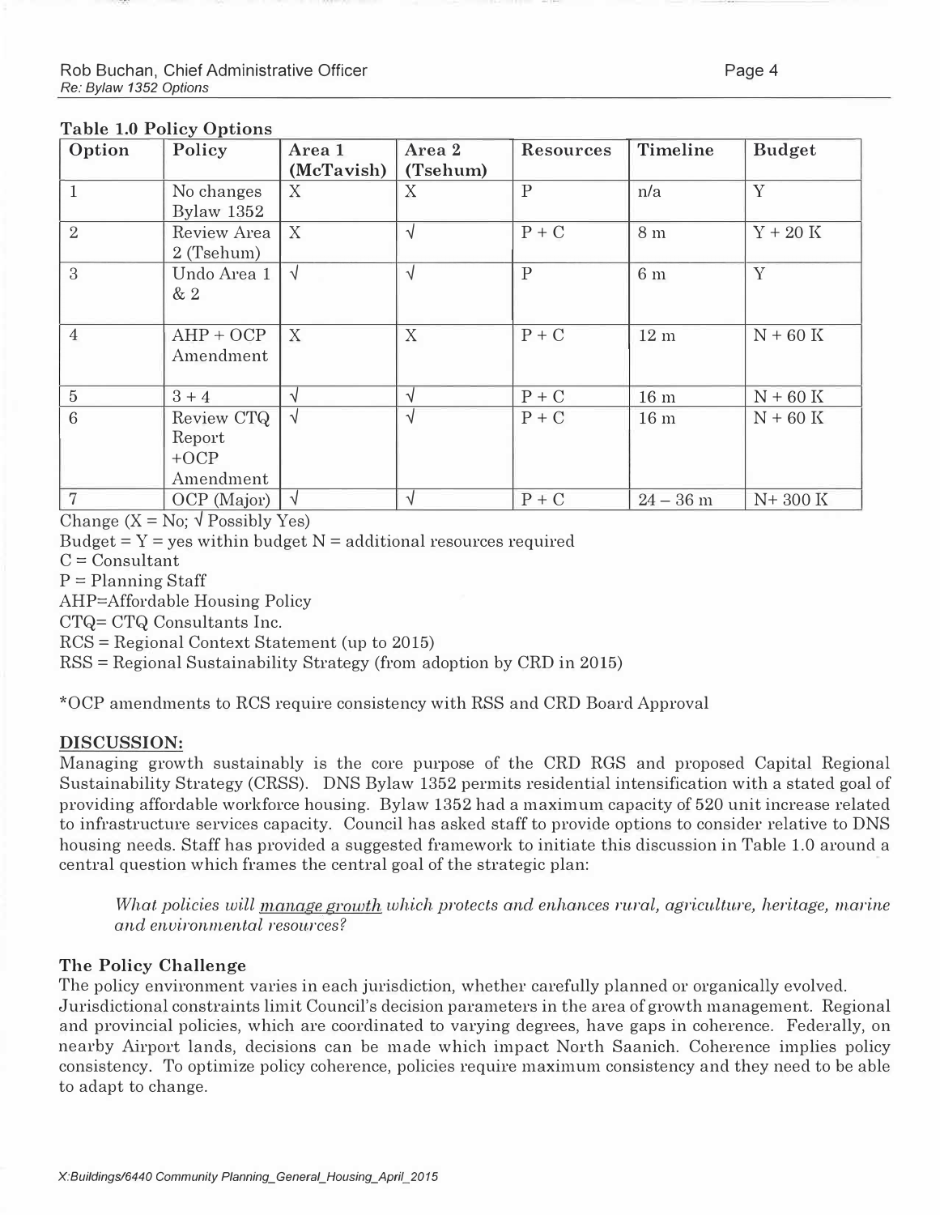**Table 1.0 Policy Options**

| Option | Policy | Area 1 (McTavish) | Area 2 (Tsehum) | Resources | Timeline | Budget |
|---|---|---|---|---|---|---|
| 1 | No changes Bylaw 1352 | X | X | P | n/a | Y |
| 2 | Review Area 2 (Tsehum) | X | √ | P + C | 8 m | Y + 20 K |
| 3 | Undo Area 1 & 2 | √ | √ | P | 6 m | Y |
| 4 | AHP + OCP Amendment | X | X | P + C | 12 m | N + 60 K |
| 5 | 3 + 4 | √ | √ | P + C | 16 m | N + 60 K |
| 6 | Review CTQ Report +OCP Amendment | √ | √ | P + C | 16 m | N + 60 K |
| 7 | OCP (Major) | √ | √ | P + C | 24 – 36 m | N+ 300 K |

Change (X = No; √ Possibly Yes)
Budget = Y = yes within budget N = additional resources required
C = Consultant
P = Planning Staff
AHP=Affordable Housing Policy
CTQ= CTQ Consultants Inc.
RCS = Regional Context Statement (up to 2015)
RSS = Regional Sustainability Strategy (from adoption by CRD in 2015)

*OCP amendments to RCS require consistency with RSS and CRD Board Approval

## DISCUSSION:

Managing growth sustainably is the core purpose of the CRD RGS and proposed Capital Regional Sustainability Strategy (CRSS). DNS Bylaw 1352 permits residential intensification with a stated goal of providing affordable workforce housing. Bylaw 1352 had a maximum capacity of 520 unit increase related to infrastructure services capacity. Council has asked staff to provide options to consider relative to DNS housing needs. Staff has provided a suggested framework to initiate this discussion in Table 1.0 around a central question which frames the central goal of the strategic plan:

> *What policies will <u>manage growth</u> which protects and enhances rural, agriculture, heritage, marine and environmental resources?*

### The Policy Challenge

The policy environment varies in each jurisdiction, whether carefully planned or organically evolved. Jurisdictional constraints limit Council's decision parameters in the area of growth management. Regional and provincial policies, which are coordinated to varying degrees, have gaps in coherence. Federally, on nearby Airport lands, decisions can be made which impact North Saanich. Coherence implies policy consistency. To optimize policy coherence, policies require maximum consistency and they need to be able to adapt to change.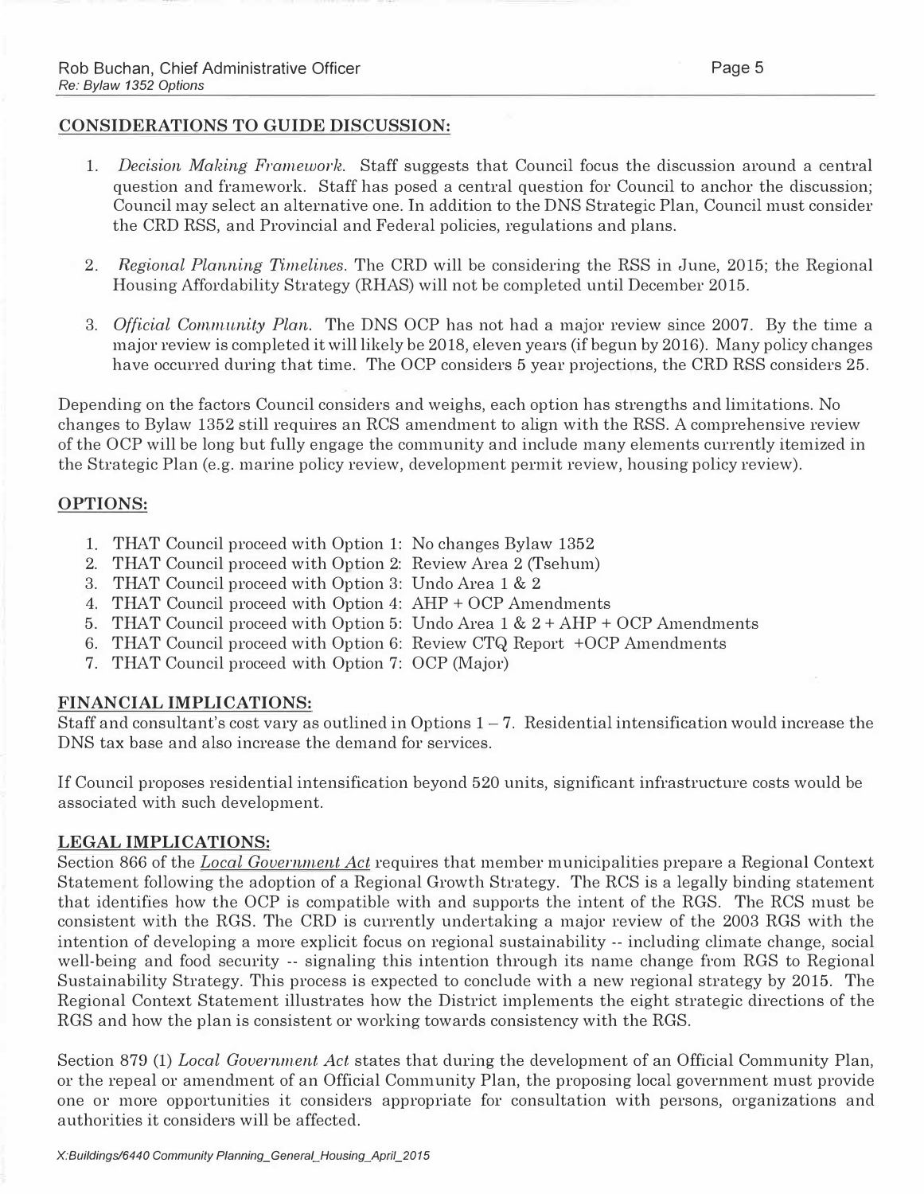## CONSIDERATIONS TO GUIDE DISCUSSION:

1. *Decision Making Framework.* Staff suggests that Council focus the discussion around a central question and framework. Staff has posed a central question for Council to anchor the discussion; Council may select an alternative one. In addition to the DNS Strategic Plan, Council must consider the CRD RSS, and Provincial and Federal policies, regulations and plans.

2. *Regional Planning Timelines.* The CRD will be considering the RSS in June, 2015; the Regional Housing Affordability Strategy (RHAS) will not be completed until December 2015.

3. *Official Community Plan.* The DNS OCP has not had a major review since 2007. By the time a major review is completed it will likely be 2018, eleven years (if begun by 2016). Many policy changes have occurred during that time. The OCP considers 5 year projections, the CRD RSS considers 25.

Depending on the factors Council considers and weighs, each option has strengths and limitations. No changes to Bylaw 1352 still requires an RCS amendment to align with the RSS. A comprehensive review of the OCP will be long but fully engage the community and include many elements currently itemized in the Strategic Plan (e.g. marine policy review, development permit review, housing policy review).

## OPTIONS:

1. THAT Council proceed with Option 1: No changes Bylaw 1352
2. THAT Council proceed with Option 2: Review Area 2 (Tsehum)
3. THAT Council proceed with Option 3: Undo Area 1 & 2
4. THAT Council proceed with Option 4: AHP + OCP Amendments
5. THAT Council proceed with Option 5: Undo Area 1 & 2 + AHP + OCP Amendments
6. THAT Council proceed with Option 6: Review CTQ Report +OCP Amendments
7. THAT Council proceed with Option 7: OCP (Major)

## FINANCIAL IMPLICATIONS:

Staff and consultant's cost vary as outlined in Options 1 – 7. Residential intensification would increase the DNS tax base and also increase the demand for services.

If Council proposes residential intensification beyond 520 units, significant infrastructure costs would be associated with such development.

## LEGAL IMPLICATIONS:

Section 866 of the *Local Government Act* requires that member municipalities prepare a Regional Context Statement following the adoption of a Regional Growth Strategy. The RCS is a legally binding statement that identifies how the OCP is compatible with and supports the intent of the RGS. The RCS must be consistent with the RGS. The CRD is currently undertaking a major review of the 2003 RGS with the intention of developing a more explicit focus on regional sustainability -- including climate change, social well-being and food security -- signaling this intention through its name change from RGS to Regional Sustainability Strategy. This process is expected to conclude with a new regional strategy by 2015. The Regional Context Statement illustrates how the District implements the eight strategic directions of the RGS and how the plan is consistent or working towards consistency with the RGS.

Section 879 (1) *Local Government Act* states that during the development of an Official Community Plan, or the repeal or amendment of an Official Community Plan, the proposing local government must provide one or more opportunities it considers appropriate for consultation with persons, organizations and authorities it considers will be affected.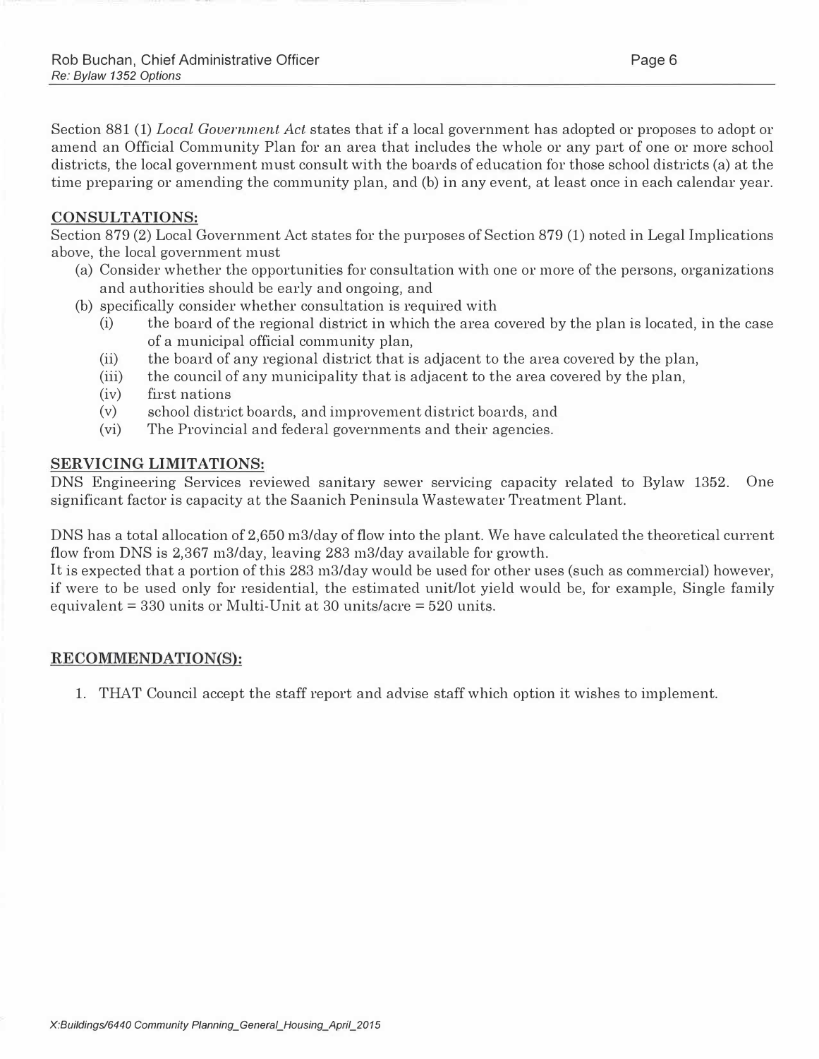Section 881 (1) *Local Government Act* states that if a local government has adopted or proposes to adopt or amend an Official Community Plan for an area that includes the whole or any part of one or more school districts, the local government must consult with the boards of education for those school districts (a) at the time preparing or amending the community plan, and (b) in any event, at least once in each calendar year.

## CONSULTATIONS:

Section 879 (2) Local Government Act states for the purposes of Section 879 (1) noted in Legal Implications above, the local government must

(a) Consider whether the opportunities for consultation with one or more of the persons, organizations and authorities should be early and ongoing, and
(b) specifically consider whether consultation is required with
    (i) the board of the regional district in which the area covered by the plan is located, in the case of a municipal official community plan,
    (ii) the board of any regional district that is adjacent to the area covered by the plan,
    (iii) the council of any municipality that is adjacent to the area covered by the plan,
    (iv) first nations
    (v) school district boards, and improvement district boards, and
    (vi) The Provincial and federal governments and their agencies.

## SERVICING LIMITATIONS:

DNS Engineering Services reviewed sanitary sewer servicing capacity related to Bylaw 1352. One significant factor is capacity at the Saanich Peninsula Wastewater Treatment Plant.

DNS has a total allocation of 2,650 m3/day of flow into the plant. We have calculated the theoretical current flow from DNS is 2,367 m3/day, leaving 283 m3/day available for growth.
It is expected that a portion of this 283 m3/day would be used for other uses (such as commercial) however, if were to be used only for residential, the estimated unit/lot yield would be, for example, Single family equivalent = 330 units or Multi-Unit at 30 units/acre = 520 units.

## RECOMMENDATION(S):

1. THAT Council accept the staff report and advise staff which option it wishes to implement.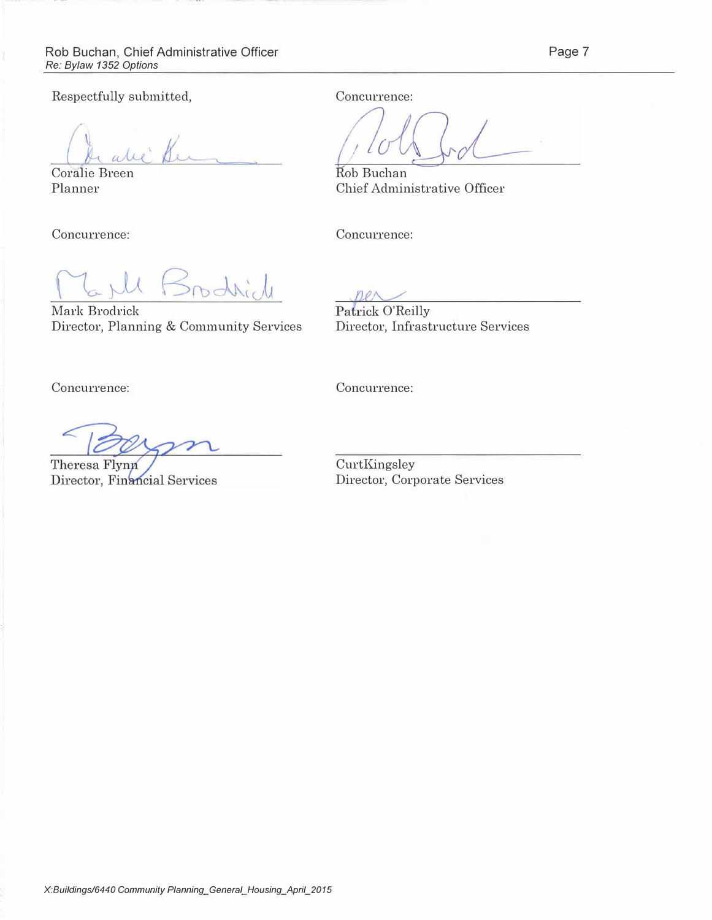Respectfully submitted,

Coralie Breen
Planner

Concurrence:

Rob Buchan
Chief Administrative Officer

Concurrence:

Mark Brodrick
Director, Planning & Community Services

Concurrence:

per

Patrick O'Reilly
Director, Infrastructure Services

Concurrence:

Theresa Flynn
Director, Financial Services

Concurrence:

CurtKingsley
Director, Corporate Services

X:Buildings/6440 Community Planning_General_Housing_April_2015